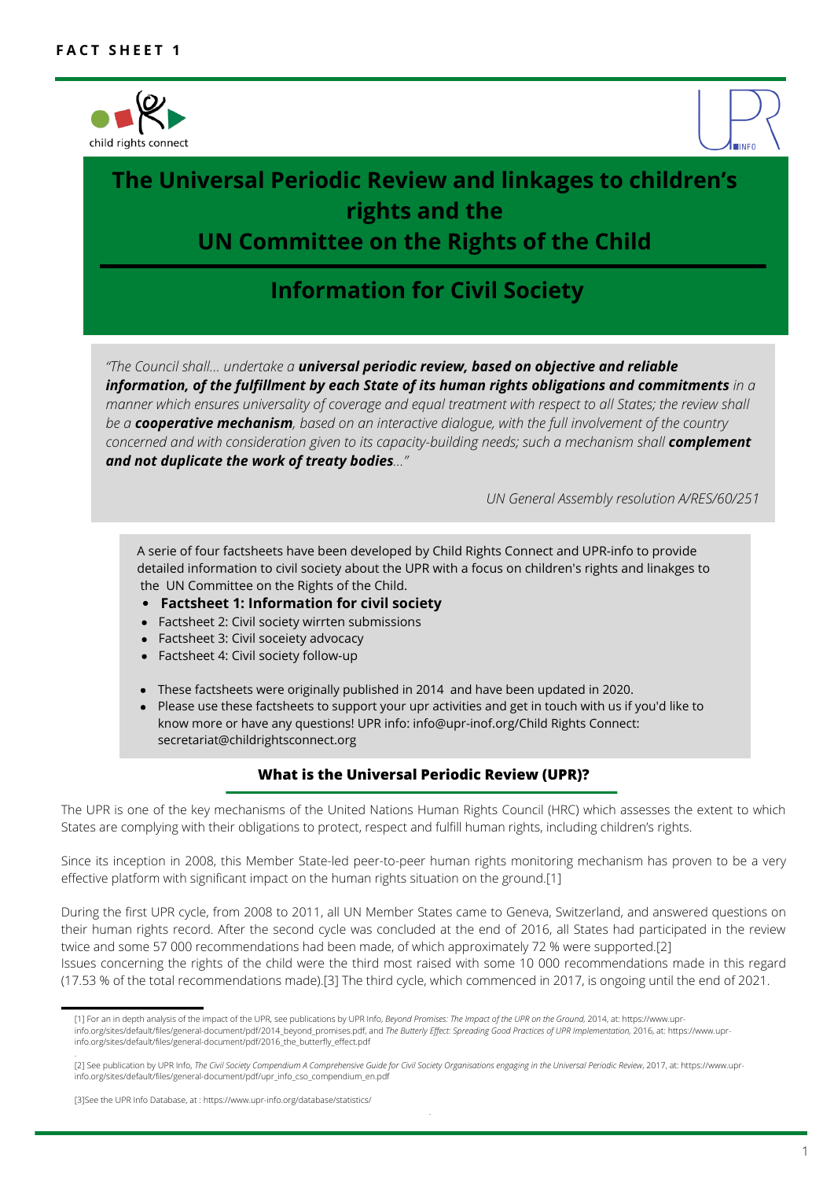**FACT SHEET 1**

# The Universal Periodic Review and linkages to children's rights and the UN Committee on the Rights of the Child

## Information for Civil Society

*"The Council shall... undertake a **universal periodic review, based on objective and reliable information, of the fulfillment by each State of its human rights obligations and commitments** in a manner which ensures universality of coverage and equal treatment with respect to all States; the review shall be a **cooperative mechanism**, based on an interactive dialogue, with the full involvement of the country concerned and with consideration given to its capacity-building needs; such a mechanism shall **complement and not duplicate the work of treaty bodies**..."*

*UN General Assembly resolution A/RES/60/251*

A serie of four factsheets have been developed by Child Rights Connect and UPR-info to provide detailed information to civil society about the UPR with a focus on children's rights and linkages to the UN Committee on the Rights of the Child.

- **Factsheet 1: Information for civil society**
- Factsheet 2: Civil society wirrten submissions
- Factsheet 3: Civil soceiety advocacy
- Factsheet 4: Civil society follow-up

- These factsheets were originally published in 2014 and have been updated in 2020.
- Please use these factsheets to support your upr activities and get in touch with us if you'd like to know more or have any questions! UPR info: info@upr-inof.org/Child Rights Connect: secretariat@childrightsconnect.org

### What is the Universal Periodic Review (UPR)?

The UPR is one of the key mechanisms of the United Nations Human Rights Council (HRC) which assesses the extent to which States are complying with their obligations to protect, respect and fulfill human rights, including children's rights.

Since its inception in 2008, this Member State-led peer-to-peer human rights monitoring mechanism has proven to be a very effective platform with significant impact on the human rights situation on the ground.[1]

During the first UPR cycle, from 2008 to 2011, all UN Member States came to Geneva, Switzerland, and answered questions on their human rights record. After the second cycle was concluded at the end of 2016, all States had participated in the review twice and some 57 000 recommendations had been made, of which approximately 72 % were supported.[2]
Issues concerning the rights of the child were the third most raised with some 10 000 recommendations made in this regard (17.53 % of the total recommendations made).[3] The third cycle, which commenced in 2017, is ongoing until the end of 2021.

---

[1] For an in depth analysis of the impact of the UPR, see publications by UPR Info, *Beyond Promises: The Impact of the UPR on the Ground*, 2014, at: https://www.upr-info.org/sites/default/files/general-document/pdf/2014_beyond_promises.pdf, and *The Butterly Effect: Spreading Good Practices of UPR Implementation*, 2016, at: https://www.upr-info.org/sites/default/files/general-document/pdf/2016_the_butterfly_effect.pdf

[2] See publication by UPR Info, *The Civil Society Compendium A Comprehensive Guide for Civil Society Organisations engaging in the Universal Periodic Review*, 2017, at: https://www.upr-info.org/sites/default/files/general-document/pdf/upr_info_cso_compendium_en.pdf

[3]See the UPR Info Database, at : https://www.upr-info.org/database/statistics/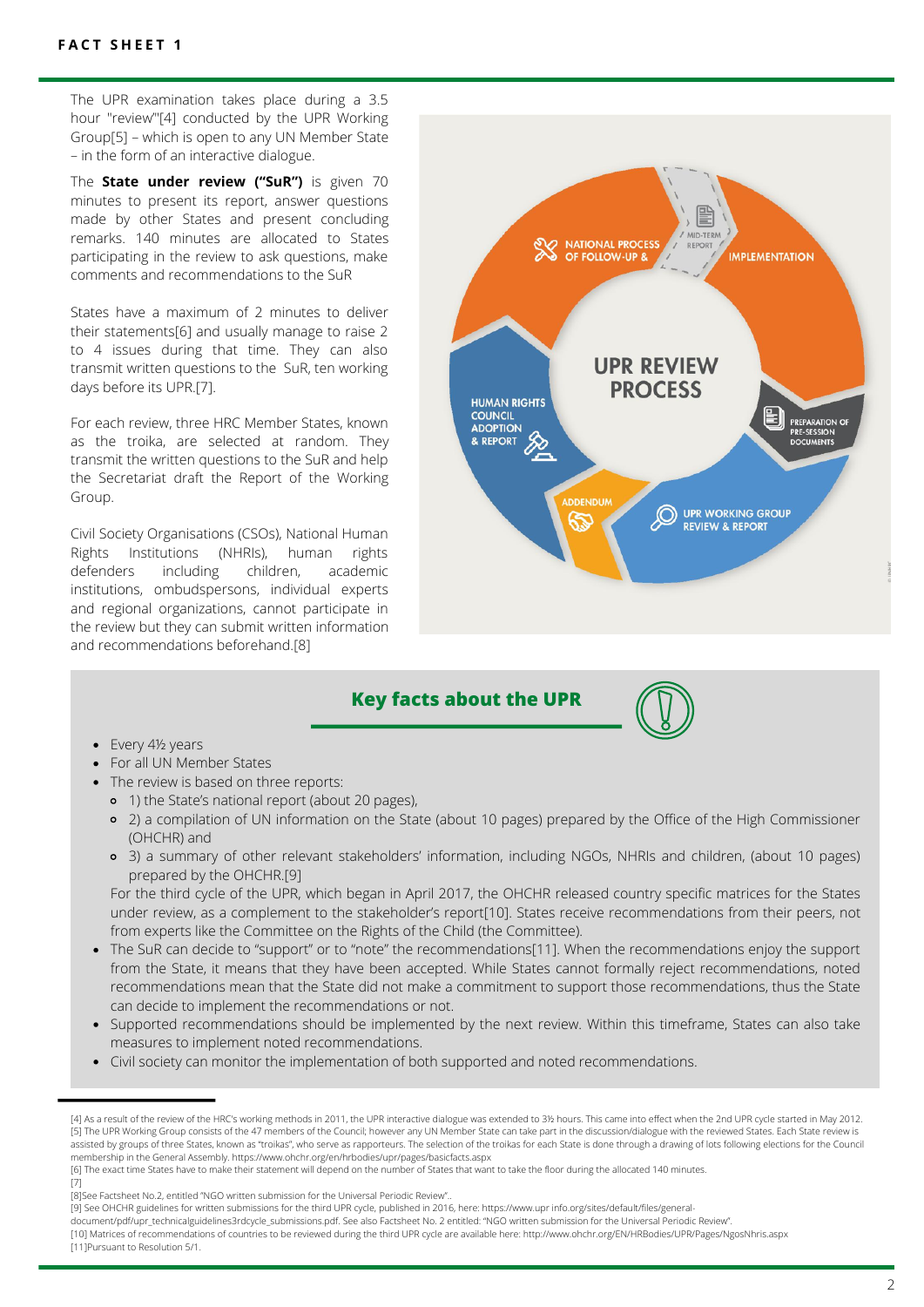The UPR examination takes place during a 3.5 hour "review"[4] conducted by the UPR Working Group[5] – which is open to any UN Member State – in the form of an interactive dialogue.

The **State under review ("SuR")** is given 70 minutes to present its report, answer questions made by other States and present concluding remarks. 140 minutes are allocated to States participating in the review to ask questions, make comments and recommendations to the SuR

States have a maximum of 2 minutes to deliver their statements[6] and usually manage to raise 2 to 4 issues during that time. They can also transmit written questions to the SuR, ten working days before its UPR.[7].

For each review, three HRC Member States, known as the troika, are selected at random. They transmit the written questions to the SuR and help the Secretariat draft the Report of the Working Group.

Civil Society Organisations (CSOs), National Human Rights Institutions (NHRIs), human rights defenders including children, academic institutions, ombudspersons, individual experts and regional organizations, cannot participate in the review but they can submit written information and recommendations beforehand.[8]

UPR REVIEW PROCESS

- NATIONAL PROCESS OF FOLLOW-UP &
- MID-TERM REPORT
- IMPLEMENTATION
- PREPARATION OF PRE-SESSION DOCUMENTS
- UPR WORKING GROUP REVIEW & REPORT
- ADDENDUM
- HUMAN RIGHTS COUNCIL ADOPTION & REPORT

## Key facts about the UPR

- Every 4½ years
- For all UN Member States
- The review is based on three reports:
  - 1) the State's national report (about 20 pages),
  - 2) a compilation of UN information on the State (about 10 pages) prepared by the Office of the High Commissioner (OHCHR) and
  - 3) a summary of other relevant stakeholders' information, including NGOs, NHRIs and children, (about 10 pages) prepared by the OHCHR.[9]

  For the third cycle of the UPR, which began in April 2017, the OHCHR released country specific matrices for the States under review, as a complement to the stakeholder's report[10]. States receive recommendations from their peers, not from experts like the Committee on the Rights of the Child (the Committee).
- The SuR can decide to "support" or to "note" the recommendations[11]. When the recommendations enjoy the support from the State, it means that they have been accepted. While States cannot formally reject recommendations, noted recommendations mean that the State did not make a commitment to support those recommendations, thus the State can decide to implement the recommendations or not.
- Supported recommendations should be implemented by the next review. Within this timeframe, States can also take measures to implement noted recommendations.
- Civil society can monitor the implementation of both supported and noted recommendations.

---

[4] As a result of the review of the HRC's working methods in 2011, the UPR interactive dialogue was extended to 3½ hours. This came into effect when the 2nd UPR cycle started in May 2012.
[5] The UPR Working Group consists of the 47 members of the Council; however any UN Member State can take part in the discussion/dialogue with the reviewed States. Each State review is assisted by groups of three States, known as "troikas", who serve as rapporteurs. The selection of the troikas for each State is done through a drawing of lots following elections for the Council membership in the General Assembly. https://www.ohchr.org/en/hrbodies/upr/pages/basicfacts.aspx
[6] The exact time States have to make their statement will depend on the number of States that want to take the floor during the allocated 140 minutes.
[7]
[8]See Factsheet No.2, entitled "NGO written submission for the Universal Periodic Review"..
[9] See OHCHR guidelines for written submissions for the third UPR cycle, published in 2016, here: https://www.upr info.org/sites/default/files/general-document/pdf/upr_technicalguidelines3rdcycle_submissions.pdf. See also Factsheet No. 2 entitled: "NGO written submission for the Universal Periodic Review".
[10] Matrices of recommendations of countries to be reviewed during the third UPR cycle are available here: http://www.ohchr.org/EN/HRBodies/UPR/Pages/NgosNhris.aspx
[11]Pursuant to Resolution 5/1.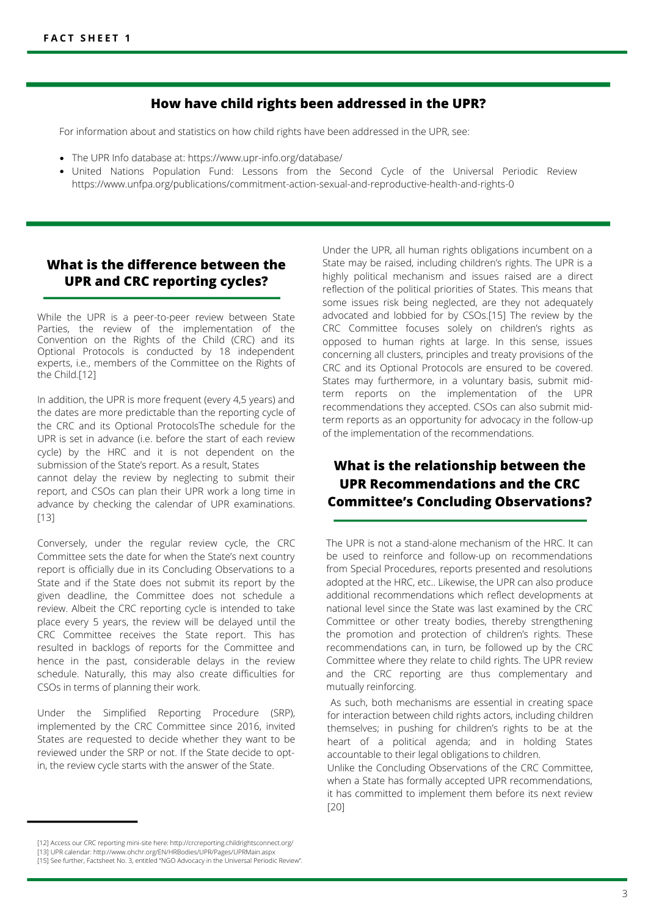## How have child rights been addressed in the UPR?

For information about and statistics on how child rights have been addressed in the UPR, see:

- The UPR Info database at: https://www.upr-info.org/database/
- United Nations Population Fund: Lessons from the Second Cycle of the Universal Periodic Review https://www.unfpa.org/publications/commitment-action-sexual-and-reproductive-health-and-rights-0

## What is the difference between the UPR and CRC reporting cycles?

While the UPR is a peer-to-peer review between State Parties, the review of the implementation of the Convention on the Rights of the Child (CRC) and its Optional Protocols is conducted by 18 independent experts, i.e., members of the Committee on the Rights of the Child.[12]

In addition, the UPR is more frequent (every 4,5 years) and the dates are more predictable than the reporting cycle of the CRC and its Optional ProtocolsThe schedule for the UPR is set in advance (i.e. before the start of each review cycle) by the HRC and it is not dependent on the submission of the State's report. As a result, States cannot delay the review by neglecting to submit their report, and CSOs can plan their UPR work a long time in advance by checking the calendar of UPR examinations.[13]

Conversely, under the regular review cycle, the CRC Committee sets the date for when the State's next country report is officially due in its Concluding Observations to a State and if the State does not submit its report by the given deadline, the Committee does not schedule a review. Albeit the CRC reporting cycle is intended to take place every 5 years, the review will be delayed until the CRC Committee receives the State report. This has resulted in backlogs of reports for the Committee and hence in the past, considerable delays in the review schedule. Naturally, this may also create difficulties for CSOs in terms of planning their work.

Under the Simplified Reporting Procedure (SRP), implemented by the CRC Committee since 2016, invited States are requested to decide whether they want to be reviewed under the SRP or not. If the State decide to opt-in, the review cycle starts with the answer of the State.

Under the UPR, all human rights obligations incumbent on a State may be raised, including children's rights. The UPR is a highly political mechanism and issues raised are a direct reflection of the political priorities of States. This means that some issues risk being neglected, are they not adequately advocated and lobbied for by CSOs.[15] The review by the CRC Committee focuses solely on children's rights as opposed to human rights at large. In this sense, issues concerning all clusters, principles and treaty provisions of the CRC and its Optional Protocols are ensured to be covered. States may furthermore, in a voluntary basis, submit mid-term reports on the implementation of the UPR recommendations they accepted. CSOs can also submit mid-term reports as an opportunity for advocacy in the follow-up of the implementation of the recommendations.

## What is the relationship between the UPR Recommendations and the CRC Committee's Concluding Observations?

The UPR is not a stand-alone mechanism of the HRC. It can be used to reinforce and follow-up on recommendations from Special Procedures, reports presented and resolutions adopted at the HRC, etc.. Likewise, the UPR can also produce additional recommendations which reflect developments at national level since the State was last examined by the CRC Committee or other treaty bodies, thereby strengthening the promotion and protection of children's rights. These recommendations can, in turn, be followed up by the CRC Committee where they relate to child rights. The UPR review and the CRC reporting are thus complementary and mutually reinforcing.

As such, both mechanisms are essential in creating space for interaction between child rights actors, including children themselves; in pushing for children's rights to be at the heart of a political agenda; and in holding States accountable to their legal obligations to children.

Unlike the Concluding Observations of the CRC Committee, when a State has formally accepted UPR recommendations, it has committed to implement them before its next review [20]

---

[12] Access our CRC reporting mini-site here: http://crcreporting.childrightsconnect.org/

[13] UPR calendar: http://www.ohchr.org/EN/HRBodies/UPR/Pages/UPRMain.aspx

[15] See further, Factsheet No. 3, entitled "NGO Advocacy in the Universal Periodic Review".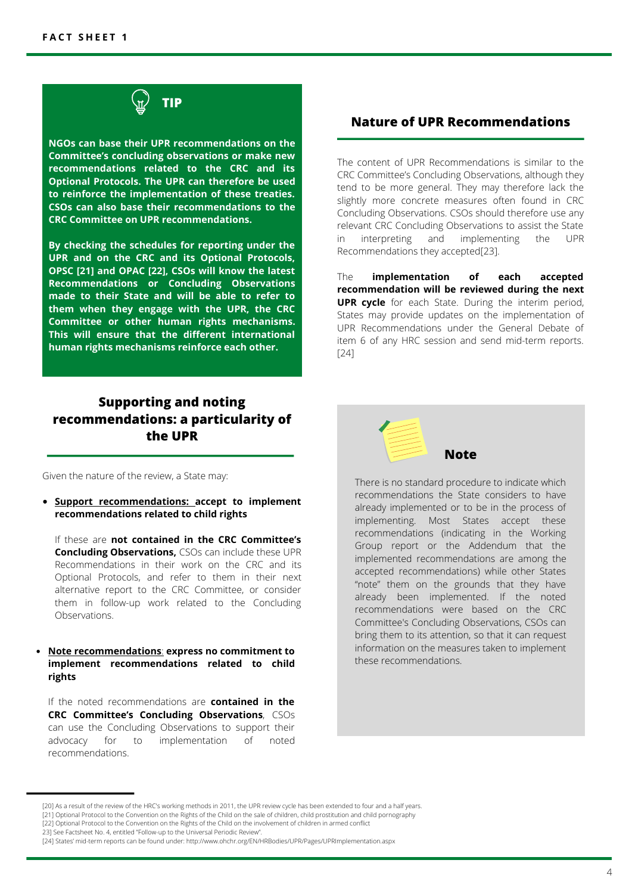### TIP

**NGOs can base their UPR recommendations on the Committee's concluding observations or make new recommendations related to the CRC and its Optional Protocols. The UPR can therefore be used to reinforce the implementation of these treaties. CSOs can also base their recommendations to the CRC Committee on UPR recommendations.**

**By checking the schedules for reporting under the UPR and on the CRC and its Optional Protocols, OPSC [21] and OPAC [22], CSOs will know the latest Recommendations or Concluding Observations made to their State and will be able to refer to them when they engage with the UPR, the CRC Committee or other human rights mechanisms. This will ensure that the different international human rights mechanisms reinforce each other.**

## Supporting and noting recommendations: a particularity of the UPR

Given the nature of the review, a State may:

- **Support recommendations: accept to implement recommendations related to child rights**

  If these are **not contained in the CRC Committee's Concluding Observations,** CSOs can include these UPR Recommendations in their work on the CRC and its Optional Protocols, and refer to them in their next alternative report to the CRC Committee, or consider them in follow-up work related to the Concluding Observations.

- **Note recommendations: express no commitment to implement recommendations related to child rights**

  If the noted recommendations are **contained in the CRC Committee's Concluding Observations**, CSOs can use the Concluding Observations to support their advocacy for to implementation of noted recommendations.

## Nature of UPR Recommendations

The content of UPR Recommendations is similar to the CRC Committee's Concluding Observations, although they tend to be more general. They may therefore lack the slightly more concrete measures often found in CRC Concluding Observations. CSOs should therefore use any relevant CRC Concluding Observations to assist the State in interpreting and implementing the UPR Recommendations they accepted[23].

The **implementation of each accepted recommendation will be reviewed during the next UPR cycle** for each State. During the interim period, States may provide updates on the implementation of UPR Recommendations under the General Debate of item 6 of any HRC session and send mid-term reports.[24]

### Note

There is no standard procedure to indicate which recommendations the State considers to have already implemented or to be in the process of implementing. Most States accept these recommendations (indicating in the Working Group report or the Addendum that the implemented recommendations are among the accepted recommendations) while other States "note" them on the grounds that they have already been implemented. If the noted recommendations were based on the CRC Committee's Concluding Observations, CSOs can bring them to its attention, so that it can request information on the measures taken to implement these recommendations.

---

[20] As a result of the review of the HRC's working methods in 2011, the UPR review cycle has been extended to four and a half years.
[21] Optional Protocol to the Convention on the Rights of the Child on the sale of children, child prostitution and child pornography
[22] Optional Protocol to the Convention on the Rights of the Child on the involvement of children in armed conflict
23] See Factsheet No. 4, entitled "Follow-up to the Universal Periodic Review".
[24] States' mid-term reports can be found under: http://www.ohchr.org/EN/HRBodies/UPR/Pages/UPRImplementation.aspx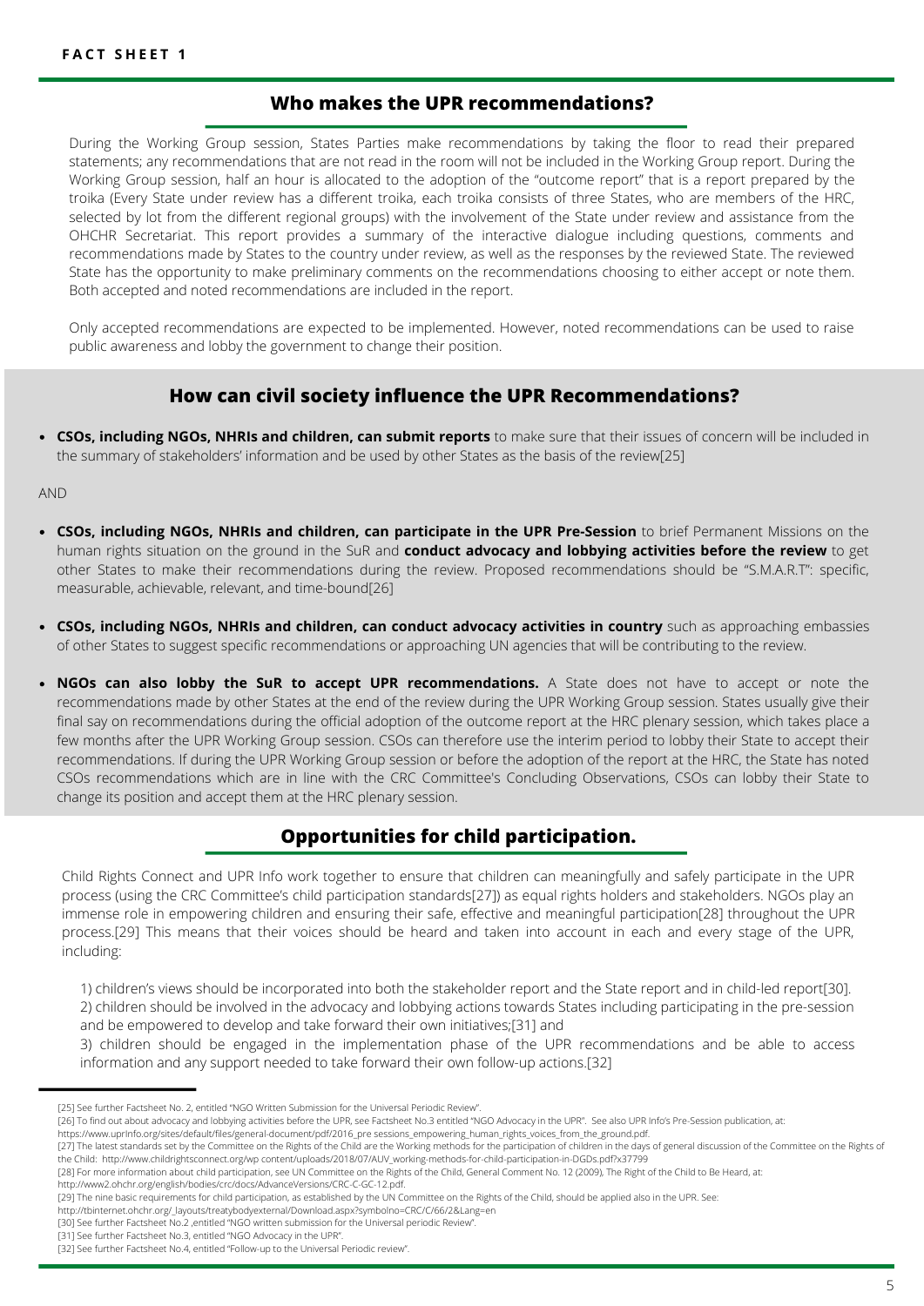**FACT SHEET 1**

## Who makes the UPR recommendations?

During the Working Group session, States Parties make recommendations by taking the floor to read their prepared statements; any recommendations that are not read in the room will not be included in the Working Group report. During the Working Group session, half an hour is allocated to the adoption of the "outcome report" that is a report prepared by the troika (Every State under review has a different troika, each troika consists of three States, who are members of the HRC, selected by lot from the different regional groups) with the involvement of the State under review and assistance from the OHCHR Secretariat. This report provides a summary of the interactive dialogue including questions, comments and recommendations made by States to the country under review, as well as the responses by the reviewed State. The reviewed State has the opportunity to make preliminary comments on the recommendations choosing to either accept or note them. Both accepted and noted recommendations are included in the report.

Only accepted recommendations are expected to be implemented. However, noted recommendations can be used to raise public awareness and lobby the government to change their position.

## How can civil society influence the UPR Recommendations?

- **CSOs, including NGOs, NHRIs and children, can submit reports** to make sure that their issues of concern will be included in the summary of stakeholders' information and be used by other States as the basis of the review[25]

AND

- **CSOs, including NGOs, NHRIs and children, can participate in the UPR Pre-Session** to brief Permanent Missions on the human rights situation on the ground in the SuR and **conduct advocacy and lobbying activities before the review** to get other States to make their recommendations during the review. Proposed recommendations should be "S.M.A.R.T": specific, measurable, achievable, relevant, and time-bound[26]
- **CSOs, including NGOs, NHRIs and children, can conduct advocacy activities in country** such as approaching embassies of other States to suggest specific recommendations or approaching UN agencies that will be contributing to the review.
- **NGOs can also lobby the SuR to accept UPR recommendations.** A State does not have to accept or note the recommendations made by other States at the end of the review during the UPR Working Group session. States usually give their final say on recommendations during the official adoption of the outcome report at the HRC plenary session, which takes place a few months after the UPR Working Group session. CSOs can therefore use the interim period to lobby their State to accept their recommendations. If during the UPR Working Group session or before the adoption of the report at the HRC, the State has noted CSOs recommendations which are in line with the CRC Committee's Concluding Observations, CSOs can lobby their State to change its position and accept them at the HRC plenary session.

## Opportunities for child participation.

Child Rights Connect and UPR Info work together to ensure that children can meaningfully and safely participate in the UPR process (using the CRC Committee's child participation standards[27]) as equal rights holders and stakeholders. NGOs play an immense role in empowering children and ensuring their safe, effective and meaningful participation[28] throughout the UPR process.[29] This means that their voices should be heard and taken into account in each and every stage of the UPR, including:

1) children's views should be incorporated into both the stakeholder report and the State report and in child-led report[30].
2) children should be involved in the advocacy and lobbying actions towards States including participating in the pre-session and be empowered to develop and take forward their own initiatives;[31] and
3) children should be engaged in the implementation phase of the UPR recommendations and be able to access information and any support needed to take forward their own follow-up actions.[32]

---

[25] See further Factsheet No. 2, entitled "NGO Written Submission for the Universal Periodic Review".
[26] To find out about advocacy and lobbying activities before the UPR, see Factsheet No.3 entitled "NGO Advocacy in the UPR". See also UPR Info's Pre-Session publication, at: https://www.uprinfo.org/sites/default/files/general-document/pdf/2016_pre sessions_empowering_human_rights_voices_from_the_ground.pdf.
[27] The latest standards set by the Committee on the Rights of the Child are the Working methods for the participation of children in the days of general discussion of the Committee on the Rights of the Child: http://www.childrightsconnect.org/wp content/uploads/2018/07/AUV_working-methods-for-child-participation-in-DGDs.pdf?x37799
[28] For more information about child participation, see UN Committee on the Rights of the Child, General Comment No. 12 (2009), The Right of the Child to Be Heard, at: http://www2.ohchr.org/english/bodies/crc/docs/AdvanceVersions/CRC-C-GC-12.pdf.
[29] The nine basic requirements for child participation, as established by the UN Committee on the Rights of the Child, should be applied also in the UPR. See: http://tbinternet.ohchr.org/_layouts/treatybodyexternal/Download.aspx?symbolno=CRC/C/66/2&Lang=en
[30] See further Factsheet No.2 ,entitled "NGO written submission for the Universal periodic Review".
[31] See further Factsheet No.3, entitled "NGO Advocacy in the UPR".
[32] See further Factsheet No.4, entitled "Follow-up to the Universal Periodic review".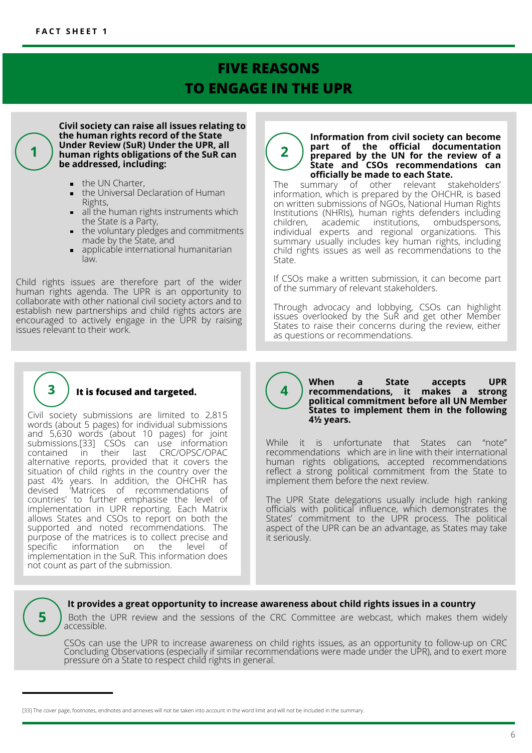FACT SHEET 1

# FIVE REASONS TO ENGAGE IN THE UPR

## 1

**Civil society can raise all issues relating to the human rights record of the State Under Review (SuR) Under the UPR, all human rights obligations of the SuR can be addressed, including:**

- the UN Charter,
- the Universal Declaration of Human Rights,
- all the human rights instruments which the State is a Party,
- the voluntary pledges and commitments made by the State, and
- applicable international humanitarian law.

Child rights issues are therefore part of the wider human rights agenda. The UPR is an opportunity to collaborate with other national civil society actors and to establish new partnerships and child rights actors are encouraged to actively engage in the UPR by raising issues relevant to their work.

## 2

**Information from civil society can become part of the official documentation prepared by the UN for the review of a State and CSOs recommendations can officially be made to each State.**

The summary of other relevant stakeholders' information, which is prepared by the OHCHR, is based on written submissions of NGOs, National Human Rights Institutions (NHRIs), human rights defenders including children, academic institutions, ombudspersons, individual experts and regional organizations. This summary usually includes key human rights, including child rights issues as well as recommendations to the State.

If CSOs make a written submission, it can become part of the summary of relevant stakeholders.

Through advocacy and lobbying, CSOs can highlight issues overlooked by the SuR and get other Member States to raise their concerns during the review, either as questions or recommendations.

## 3

**It is focused and targeted.**

Civil society submissions are limited to 2,815 words (about 5 pages) for individual submissions and 5,630 words (about 10 pages) for joint submissions.[33] CSOs can use information contained in their last CRC/OPSC/OPAC alternative reports, provided that it covers the situation of child rights in the country over the past 4½ years. In addition, the OHCHR has devised 'Matrices of recommendations of countries' to further emphasise the level of implementation in UPR reporting. Each Matrix allows States and CSOs to report on both the supported and noted recommendations. The purpose of the matrices is to collect precise and specific information on the level of implementation in the SuR. This information does not count as part of the submission.

## 4

**When a State accepts UPR recommendations, it makes a strong political commitment before all UN Member States to implement them in the following 4½ years.**

While it is unfortunate that States can "note" recommendations which are in line with their international human rights obligations, accepted recommendations reflect a strong political commitment from the State to implement them before the next review.

The UPR State delegations usually include high ranking officials with political influence, which demonstrates the States' commitment to the UPR process. The political aspect of the UPR can be an advantage, as States may take it seriously.

## 5

**It provides a great opportunity to increase awareness about child rights issues in a country**

Both the UPR review and the sessions of the CRC Committee are webcast, which makes them widely accessible.

CSOs can use the UPR to increase awareness on child rights issues, as an opportunity to follow-up on CRC Concluding Observations (especially if similar recommendations were made under the UPR), and to exert more pressure on a State to respect child rights in general.

---

[33] The cover page, footnotes, endnotes and annexes will not be taken into account in the word limit and will not be included in the summary.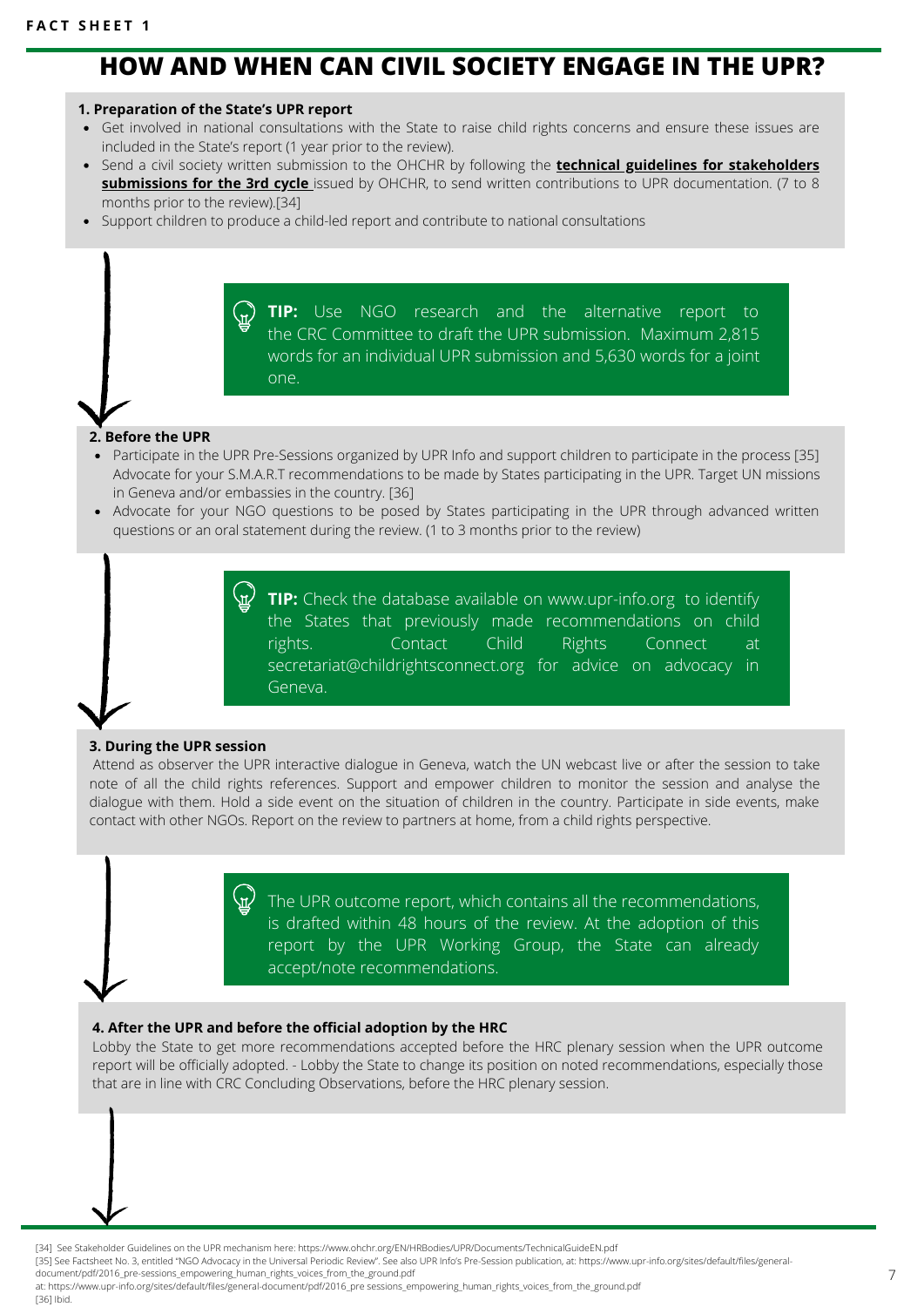FACT SHEET 1

# HOW AND WHEN CAN CIVIL SOCIETY ENGAGE IN THE UPR?

**1. Preparation of the State's UPR report**

- Get involved in national consultations with the State to raise child rights concerns and ensure these issues are included in the State's report (1 year prior to the review).
- Send a civil society written submission to the OHCHR by following the **technical guidelines for stakeholders submissions for the 3rd cycle** issued by OHCHR, to send written contributions to UPR documentation. (7 to 8 months prior to the review).[34]
- Support children to produce a child-led report and contribute to national consultations

> **TIP:** Use NGO research and the alternative report to the CRC Committee to draft the UPR submission. Maximum 2,815 words for an individual UPR submission and 5,630 words for a joint one.

**2. Before the UPR**

- Participate in the UPR Pre-Sessions organized by UPR Info and support children to participate in the process [35] Advocate for your S.M.A.R.T recommendations to be made by States participating in the UPR. Target UN missions in Geneva and/or embassies in the country. [36]
- Advocate for your NGO questions to be posed by States participating in the UPR through advanced written questions or an oral statement during the review. (1 to 3 months prior to the review)

> **TIP:** Check the database available on www.upr-info.org to identify the States that previously made recommendations on child rights. Contact Child Rights Connect at secretariat@childrightsconnect.org for advice on advocacy in Geneva.

**3. During the UPR session**

Attend as observer the UPR interactive dialogue in Geneva, watch the UN webcast live or after the session to take note of all the child rights references. Support and empower children to monitor the session and analyse the dialogue with them. Hold a side event on the situation of children in the country. Participate in side events, make contact with other NGOs. Report on the review to partners at home, from a child rights perspective.

> The UPR outcome report, which contains all the recommendations, is drafted within 48 hours of the review. At the adoption of this report by the UPR Working Group, the State can already accept/note recommendations.

**4. After the UPR and before the official adoption by the HRC**

Lobby the State to get more recommendations accepted before the HRC plenary session when the UPR outcome report will be officially adopted. - Lobby the State to change its position on noted recommendations, especially those that are in line with CRC Concluding Observations, before the HRC plenary session.

---

[34] See Stakeholder Guidelines on the UPR mechanism here: https://www.ohchr.org/EN/HRBodies/UPR/Documents/TechnicalGuideEN.pdf

[35] See Factsheet No. 3, entitled "NGO Advocacy in the Universal Periodic Review". See also UPR Info's Pre-Session publication, at: https://www.upr-info.org/sites/default/files/general-document/pdf/2016_pre-sessions_empowering_human_rights_voices_from_the_ground.pdf at: https://www.upr-info.org/sites/default/files/general-document/pdf/2016_pre sessions_empowering_human_rights_voices_from_the_ground.pdf

[36] Ibid.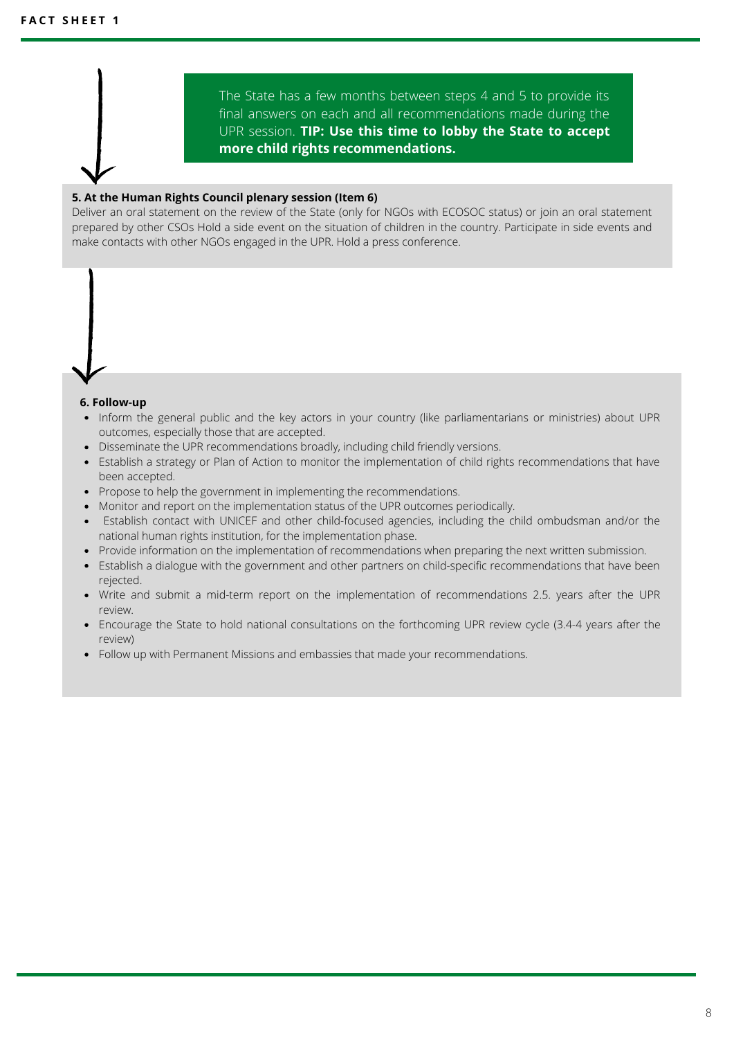The State has a few months between steps 4 and 5 to provide its final answers on each and all recommendations made during the UPR session. **TIP: Use this time to lobby the State to accept more child rights recommendations.**

**5. At the Human Rights Council plenary session (Item 6)**

Deliver an oral statement on the review of the State (only for NGOs with ECOSOC status) or join an oral statement prepared by other CSOs Hold a side event on the situation of children in the country. Participate in side events and make contacts with other NGOs engaged in the UPR. Hold a press conference.

**6. Follow-up**

- Inform the general public and the key actors in your country (like parliamentarians or ministries) about UPR outcomes, especially those that are accepted.
- Disseminate the UPR recommendations broadly, including child friendly versions.
- Establish a strategy or Plan of Action to monitor the implementation of child rights recommendations that have been accepted.
- Propose to help the government in implementing the recommendations.
- Monitor and report on the implementation status of the UPR outcomes periodically.
- Establish contact with UNICEF and other child-focused agencies, including the child ombudsman and/or the national human rights institution, for the implementation phase.
- Provide information on the implementation of recommendations when preparing the next written submission.
- Establish a dialogue with the government and other partners on child-specific recommendations that have been rejected.
- Write and submit a mid-term report on the implementation of recommendations 2.5. years after the UPR review.
- Encourage the State to hold national consultations on the forthcoming UPR review cycle (3.4-4 years after the review)
- Follow up with Permanent Missions and embassies that made your recommendations.